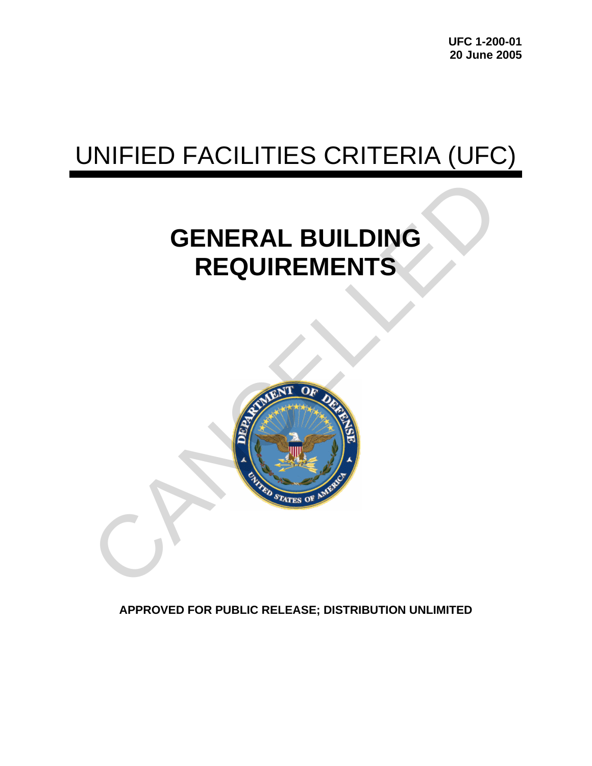**UFC 1-200-01**
**20 June 2005**

# UNIFIED FACILITIES CRITERIA (UFC)

## GENERAL BUILDING REQUIREMENTS

**APPROVED FOR PUBLIC RELEASE; DISTRIBUTION UNLIMITED**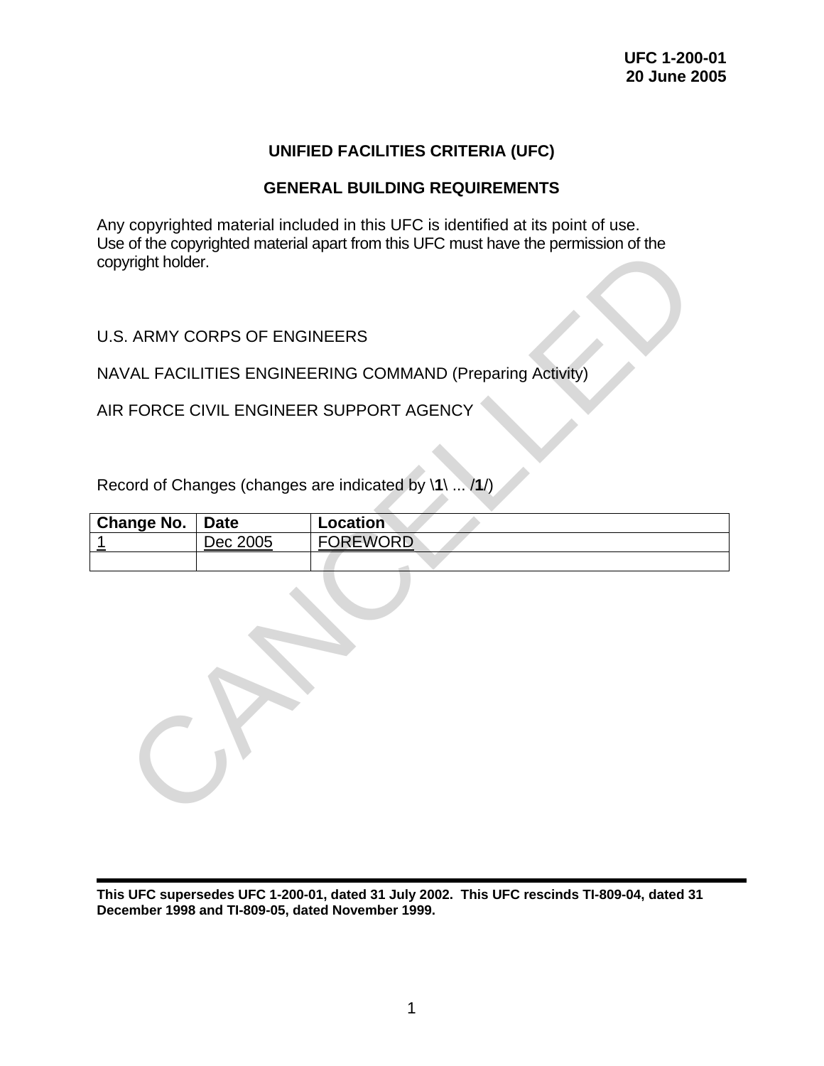**UFC 1-200-01**
**20 June 2005**

# UNIFIED FACILITIES CRITERIA (UFC)

## GENERAL BUILDING REQUIREMENTS

Any copyrighted material included in this UFC is identified at its point of use. Use of the copyrighted material apart from this UFC must have the permission of the copyright holder.

U.S. ARMY CORPS OF ENGINEERS

NAVAL FACILITIES ENGINEERING COMMAND (Preparing Activity)

AIR FORCE CIVIL ENGINEER SUPPORT AGENCY

Record of Changes (changes are indicated by **\1\** ... **/1/**)

| Change No. | Date | Location |
|---|---|---|
| 1 | Dec 2005 | FOREWORD |
| | | |

CANCELLED

**This UFC supersedes UFC 1-200-01, dated 31 July 2002. This UFC rescinds TI-809-04, dated 31 December 1998 and TI-809-05, dated November 1999.**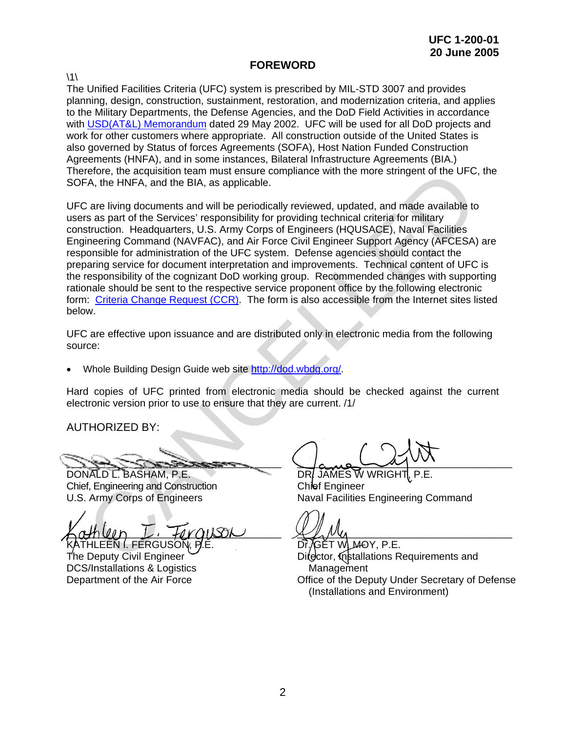## FOREWORD

\1\

The Unified Facilities Criteria (UFC) system is prescribed by MIL-STD 3007 and provides planning, design, construction, sustainment, restoration, and modernization criteria, and applies to the Military Departments, the Defense Agencies, and the DoD Field Activities in accordance with USD(AT&L) Memorandum dated 29 May 2002. UFC will be used for all DoD projects and work for other customers where appropriate. All construction outside of the United States is also governed by Status of forces Agreements (SOFA), Host Nation Funded Construction Agreements (HNFA), and in some instances, Bilateral Infrastructure Agreements (BIA.) Therefore, the acquisition team must ensure compliance with the more stringent of the UFC, the SOFA, the HNFA, and the BIA, as applicable.

UFC are living documents and will be periodically reviewed, updated, and made available to users as part of the Services' responsibility for providing technical criteria for military construction. Headquarters, U.S. Army Corps of Engineers (HQUSACE), Naval Facilities Engineering Command (NAVFAC), and Air Force Civil Engineer Support Agency (AFCESA) are responsible for administration of the UFC system. Defense agencies should contact the preparing service for document interpretation and improvements. Technical content of UFC is the responsibility of the cognizant DoD working group. Recommended changes with supporting rationale should be sent to the respective service proponent office by the following electronic form: Criteria Change Request (CCR). The form is also accessible from the Internet sites listed below.

UFC are effective upon issuance and are distributed only in electronic media from the following source:

- Whole Building Design Guide web site http://dod.wbdg.org/.

Hard copies of UFC printed from electronic media should be checked against the current electronic version prior to use to ensure that they are current. /1/

AUTHORIZED BY:

DONALD L. BASHAM, P.E.
Chief, Engineering and Construction
U.S. Army Corps of Engineers

DR. JAMES W WRIGHT, P.E.
Chief Engineer
Naval Facilities Engineering Command

KATHLEEN I. FERGUSON, P.E.
The Deputy Civil Engineer
DCS/Installations & Logistics
Department of the Air Force

Dr. GET W. MOY, P.E.
Director, Installations Requirements and Management
Office of the Deputy Under Secretary of Defense (Installations and Environment)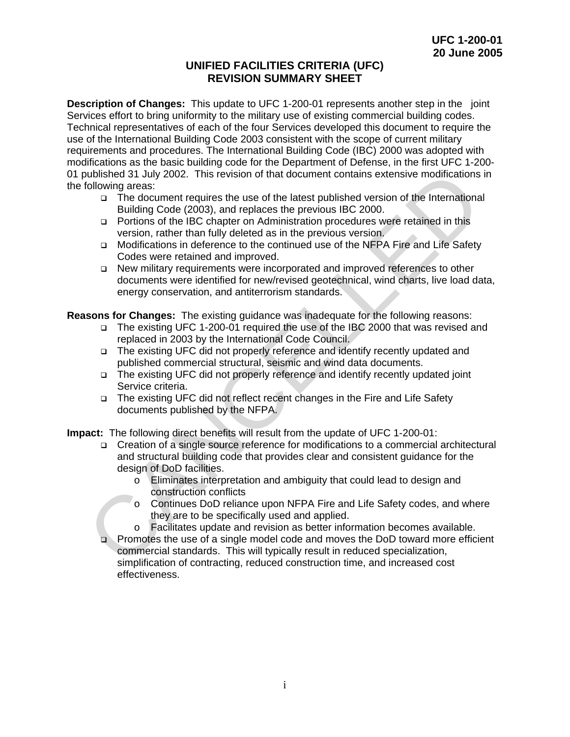# UNIFIED FACILITIES CRITERIA (UFC) REVISION SUMMARY SHEET

**Description of Changes:** This update to UFC 1-200-01 represents another step in the joint Services effort to bring uniformity to the military use of existing commercial building codes. Technical representatives of each of the four Services developed this document to require the use of the International Building Code 2003 consistent with the scope of current military requirements and procedures. The International Building Code (IBC) 2000 was adopted with modifications as the basic building code for the Department of Defense, in the first UFC 1-200-01 published 31 July 2002. This revision of that document contains extensive modifications in the following areas:

- The document requires the use of the latest published version of the International Building Code (2003), and replaces the previous IBC 2000.
- Portions of the IBC chapter on Administration procedures were retained in this version, rather than fully deleted as in the previous version.
- Modifications in deference to the continued use of the NFPA Fire and Life Safety Codes were retained and improved.
- New military requirements were incorporated and improved references to other documents were identified for new/revised geotechnical, wind charts, live load data, energy conservation, and antiterrorism standards.

**Reasons for Changes:** The existing guidance was inadequate for the following reasons:

- The existing UFC 1-200-01 required the use of the IBC 2000 that was revised and replaced in 2003 by the International Code Council.
- The existing UFC did not properly reference and identify recently updated and published commercial structural, seismic and wind data documents.
- The existing UFC did not properly reference and identify recently updated joint Service criteria.
- The existing UFC did not reflect recent changes in the Fire and Life Safety documents published by the NFPA.

**Impact:** The following direct benefits will result from the update of UFC 1-200-01:

- Creation of a single source reference for modifications to a commercial architectural and structural building code that provides clear and consistent guidance for the design of DoD facilities.
  - Eliminates interpretation and ambiguity that could lead to design and construction conflicts
  - Continues DoD reliance upon NFPA Fire and Life Safety codes, and where they are to be specifically used and applied.
  - Facilitates update and revision as better information becomes available.
- Promotes the use of a single model code and moves the DoD toward more efficient commercial standards. This will typically result in reduced specialization, simplification of contracting, reduced construction time, and increased cost effectiveness.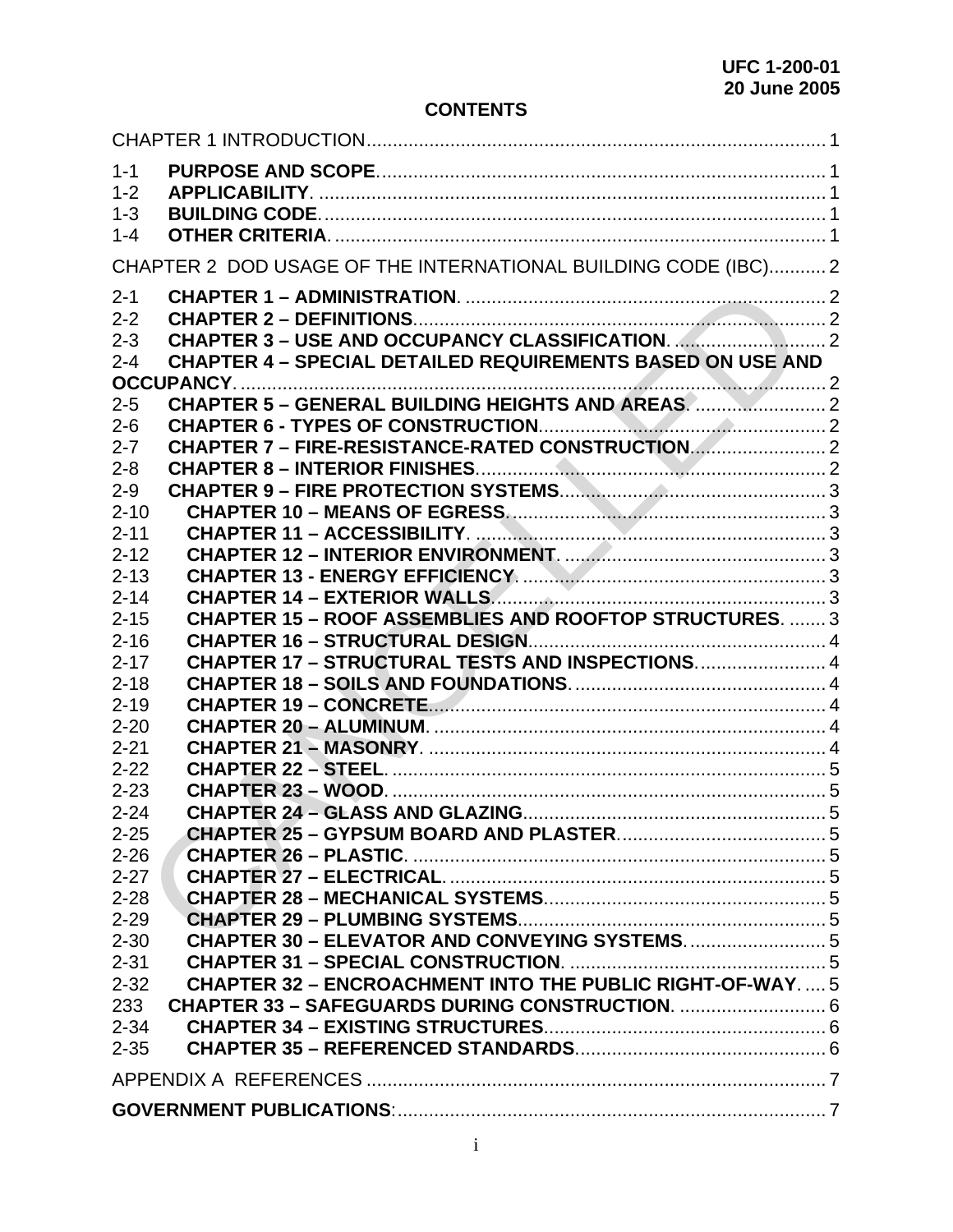## CONTENTS

CHAPTER 1 INTRODUCTION........................................................................................ 1

1-1 **PURPOSE AND SCOPE**...................................................................................... 1
1-2 **APPLICABILITY**. ................................................................................................ 1
1-3 **BUILDING CODE**................................................................................................ 1
1-4 **OTHER CRITERIA**. ............................................................................................. 1

CHAPTER 2 DOD USAGE OF THE INTERNATIONAL BUILDING CODE (IBC)........... 2

2-1 **CHAPTER 1 – ADMINISTRATION**. ..................................................................... 2
2-2 **CHAPTER 2 – DEFINITIONS**............................................................................... 2
2-3 **CHAPTER 3 – USE AND OCCUPANCY CLASSIFICATION**. ............................. 2
2-4 **CHAPTER 4 – SPECIAL DETAILED REQUIREMENTS BASED ON USE AND OCCUPANCY**. .............................................................................................................. 2
2-5 **CHAPTER 5 – GENERAL BUILDING HEIGHTS AND AREAS**. ......................... 2
2-6 **CHAPTER 6 - TYPES OF CONSTRUCTION**...................................................... 2
2-7 **CHAPTER 7 – FIRE-RESISTANCE-RATED CONSTRUCTION**......................... 2
2-8 **CHAPTER 8 – INTERIOR FINISHES**.................................................................. 2
2-9 **CHAPTER 9 – FIRE PROTECTION SYSTEMS**.................................................. 3
2-10 **CHAPTER 10 – MEANS OF EGRESS**............................................................. 3
2-11 **CHAPTER 11 – ACCESSIBILITY**. .................................................................... 3
2-12 **CHAPTER 12 – INTERIOR ENVIRONMENT**. .................................................. 3
2-13 **CHAPTER 13 - ENERGY EFFICIENCY**. ........................................................... 3
2-14 **CHAPTER 14 – EXTERIOR WALLS**................................................................. 3
2-15 **CHAPTER 15 – ROOF ASSEMBLIES AND ROOFTOP STRUCTURES**. ....... 3
2-16 **CHAPTER 16 – STRUCTURAL DESIGN**.......................................................... 4
2-17 **CHAPTER 17 – STRUCTURAL TESTS AND INSPECTIONS**......................... 4
2-18 **CHAPTER 18 – SOILS AND FOUNDATIONS**. ................................................. 4
2-19 **CHAPTER 19 – CONCRETE**............................................................................. 4
2-20 **CHAPTER 20 – ALUMINUM**. ............................................................................ 4
2-21 **CHAPTER 21 – MASONRY**. ............................................................................. 4
2-22 **CHAPTER 22 – STEEL**. .................................................................................... 5
2-23 **CHAPTER 23 – WOOD**. .................................................................................... 5
2-24 **CHAPTER 24 – GLASS AND GLAZING**........................................................... 5
2-25 **CHAPTER 25 – GYPSUM BOARD AND PLASTER**......................................... 5
2-26 **CHAPTER 26 – PLASTIC**. ................................................................................ 5
2-27 **CHAPTER 27 – ELECTRICAL**. ......................................................................... 5
2-28 **CHAPTER 28 – MECHANICAL SYSTEMS**...................................................... 5
2-29 **CHAPTER 29 – PLUMBING SYSTEMS**........................................................... 5
2-30 **CHAPTER 30 – ELEVATOR AND CONVEYING SYSTEMS**............................ 5
2-31 **CHAPTER 31 – SPECIAL CONSTRUCTION**. .................................................. 5
2-32 **CHAPTER 32 – ENCROACHMENT INTO THE PUBLIC RIGHT-OF-WAY**. ..... 5
233 **CHAPTER 33 – SAFEGUARDS DURING CONSTRUCTION**. ............................ 6
2-34 **CHAPTER 34 – EXISTING STRUCTURES**...................................................... 6
2-35 **CHAPTER 35 – REFERENCED STANDARDS**................................................. 6

APPENDIX A REFERENCES ........................................................................................ 7

**GOVERNMENT PUBLICATIONS**:................................................................................ 7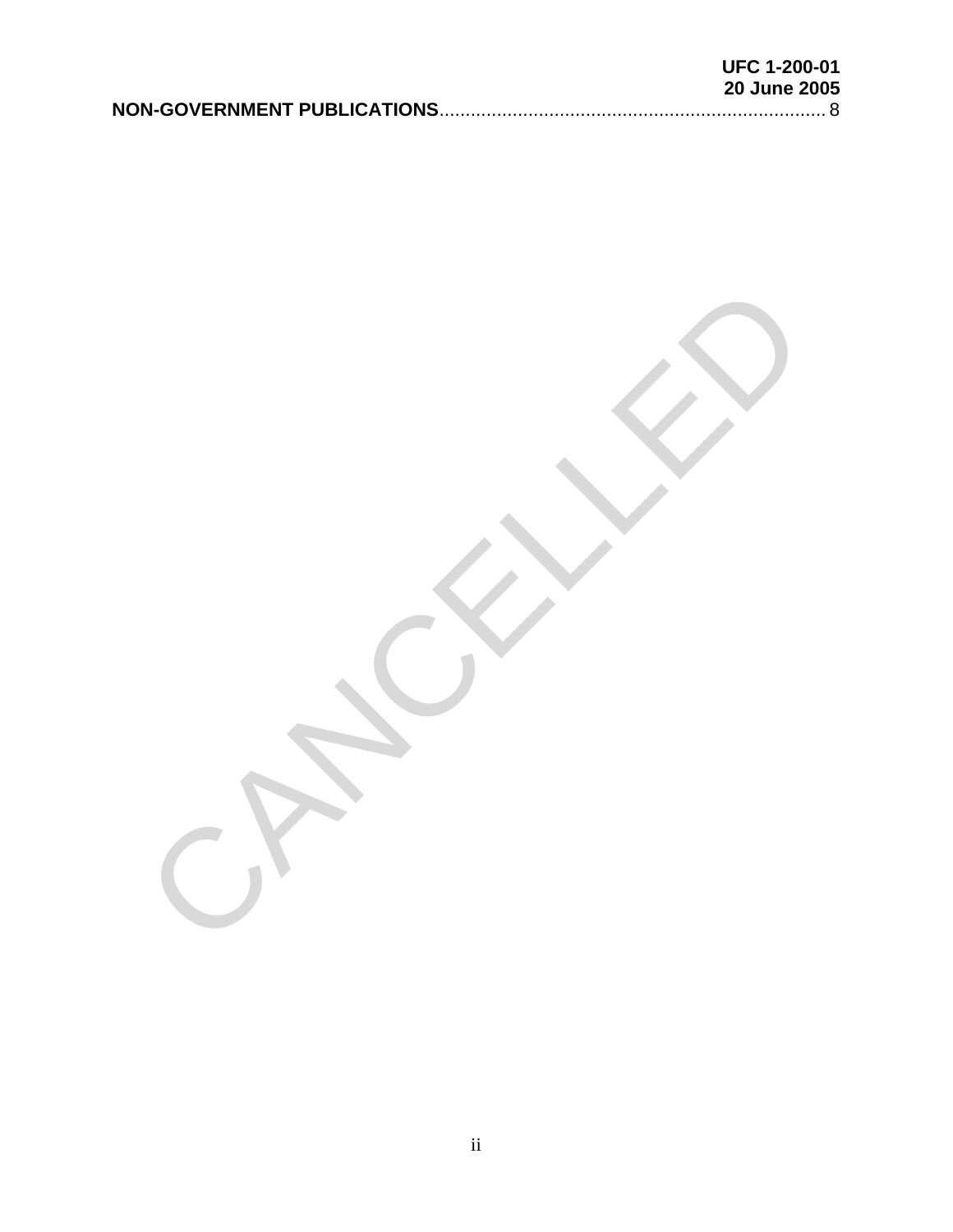**NON-GOVERNMENT PUBLICATIONS**.......................................................................... 8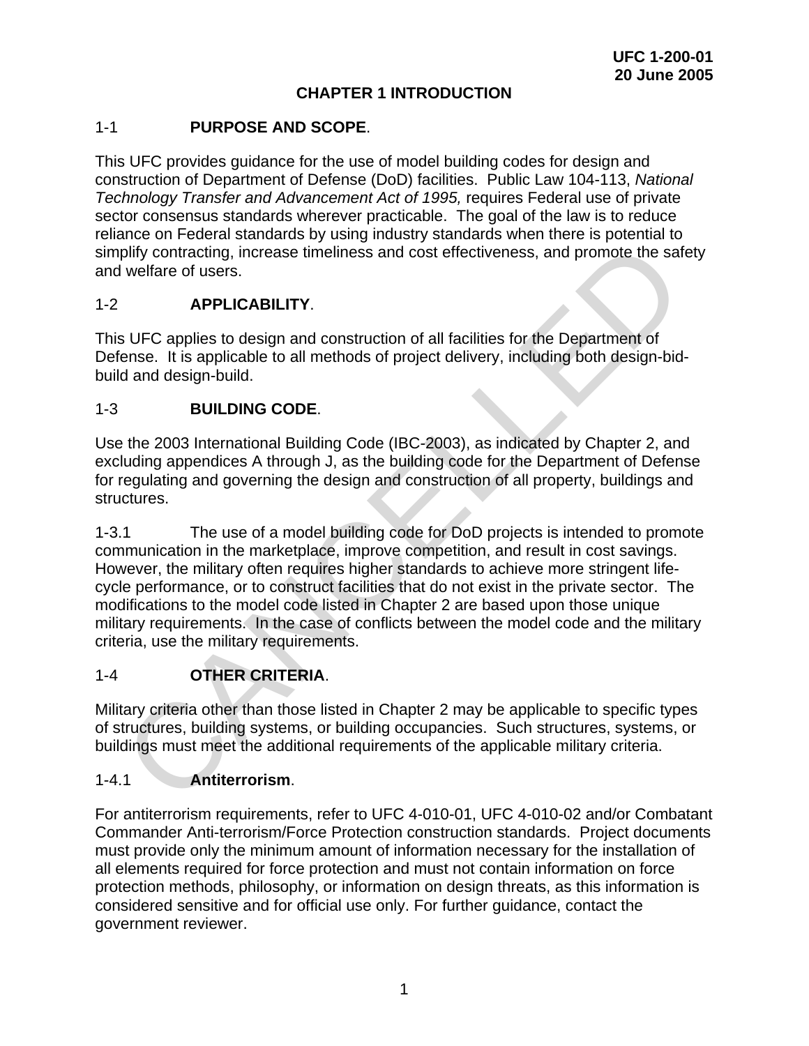# CHAPTER 1 INTRODUCTION

## 1-1 PURPOSE AND SCOPE.

This UFC provides guidance for the use of model building codes for design and construction of Department of Defense (DoD) facilities. Public Law 104-113, *National Technology Transfer and Advancement Act of 1995,* requires Federal use of private sector consensus standards wherever practicable. The goal of the law is to reduce reliance on Federal standards by using industry standards when there is potential to simplify contracting, increase timeliness and cost effectiveness, and promote the safety and welfare of users.

## 1-2 APPLICABILITY.

This UFC applies to design and construction of all facilities for the Department of Defense. It is applicable to all methods of project delivery, including both design-bid-build and design-build.

## 1-3 BUILDING CODE.

Use the 2003 International Building Code (IBC-2003), as indicated by Chapter 2, and excluding appendices A through J, as the building code for the Department of Defense for regulating and governing the design and construction of all property, buildings and structures.

1-3.1 The use of a model building code for DoD projects is intended to promote communication in the marketplace, improve competition, and result in cost savings. However, the military often requires higher standards to achieve more stringent life-cycle performance, or to construct facilities that do not exist in the private sector. The modifications to the model code listed in Chapter 2 are based upon those unique military requirements. In the case of conflicts between the model code and the military criteria, use the military requirements.

## 1-4 OTHER CRITERIA.

Military criteria other than those listed in Chapter 2 may be applicable to specific types of structures, building systems, or building occupancies. Such structures, systems, or buildings must meet the additional requirements of the applicable military criteria.

### 1-4.1 Antiterrorism.

For antiterrorism requirements, refer to UFC 4-010-01, UFC 4-010-02 and/or Combatant Commander Anti-terrorism/Force Protection construction standards. Project documents must provide only the minimum amount of information necessary for the installation of all elements required for force protection and must not contain information on force protection methods, philosophy, or information on design threats, as this information is considered sensitive and for official use only. For further guidance, contact the government reviewer.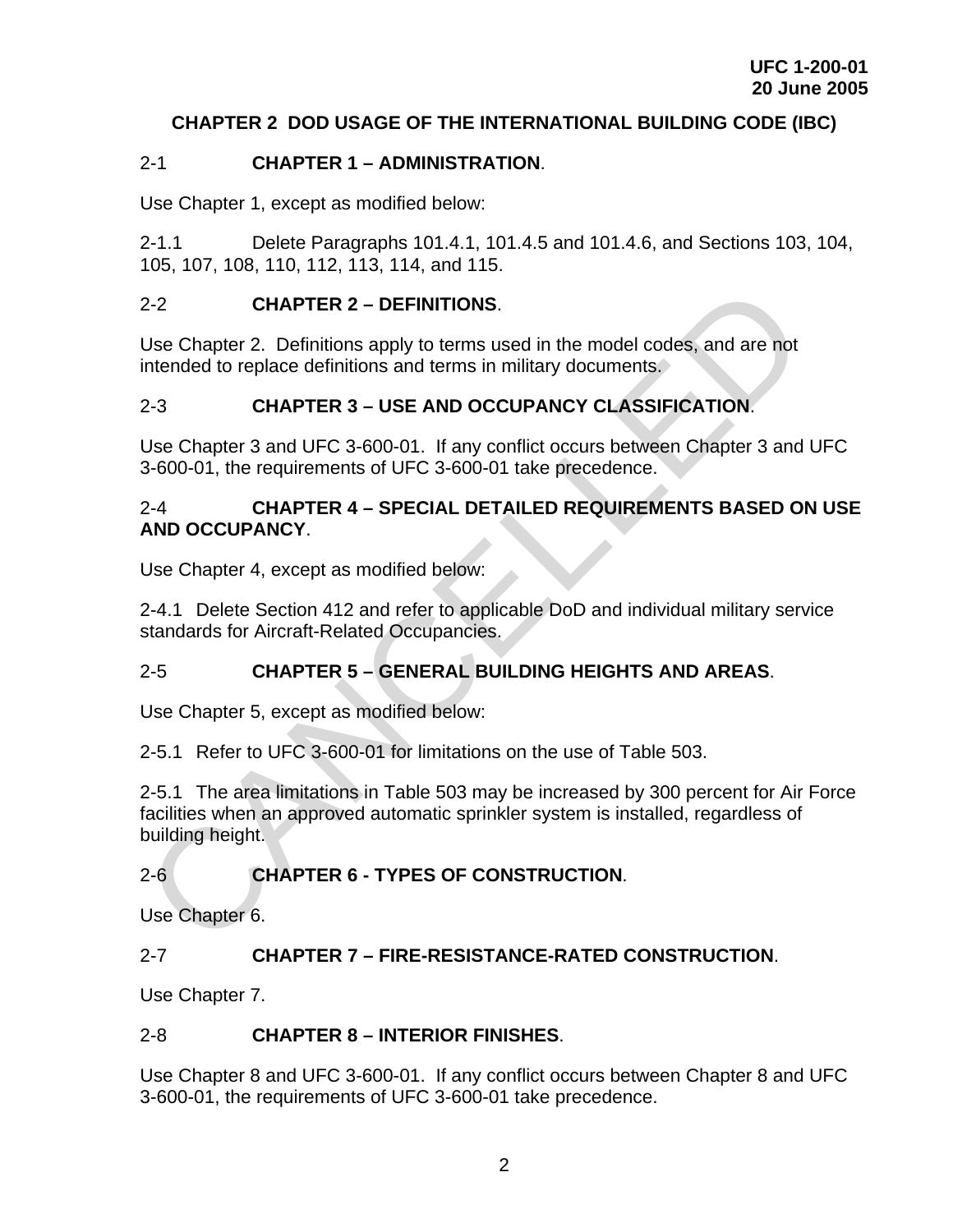## CHAPTER 2 DOD USAGE OF THE INTERNATIONAL BUILDING CODE (IBC)

### 2-1 CHAPTER 1 – ADMINISTRATION.

Use Chapter 1, except as modified below:

2-1.1 Delete Paragraphs 101.4.1, 101.4.5 and 101.4.6, and Sections 103, 104, 105, 107, 108, 110, 112, 113, 114, and 115.

### 2-2 CHAPTER 2 – DEFINITIONS.

Use Chapter 2. Definitions apply to terms used in the model codes, and are not intended to replace definitions and terms in military documents.

### 2-3 CHAPTER 3 – USE AND OCCUPANCY CLASSIFICATION.

Use Chapter 3 and UFC 3-600-01. If any conflict occurs between Chapter 3 and UFC 3-600-01, the requirements of UFC 3-600-01 take precedence.

### 2-4 CHAPTER 4 – SPECIAL DETAILED REQUIREMENTS BASED ON USE AND OCCUPANCY.

Use Chapter 4, except as modified below:

2-4.1 Delete Section 412 and refer to applicable DoD and individual military service standards for Aircraft-Related Occupancies.

### 2-5 CHAPTER 5 – GENERAL BUILDING HEIGHTS AND AREAS.

Use Chapter 5, except as modified below:

2-5.1 Refer to UFC 3-600-01 for limitations on the use of Table 503.

2-5.1 The area limitations in Table 503 may be increased by 300 percent for Air Force facilities when an approved automatic sprinkler system is installed, regardless of building height.

### 2-6 CHAPTER 6 - TYPES OF CONSTRUCTION.

Use Chapter 6.

### 2-7 CHAPTER 7 – FIRE-RESISTANCE-RATED CONSTRUCTION.

Use Chapter 7.

### 2-8 CHAPTER 8 – INTERIOR FINISHES.

Use Chapter 8 and UFC 3-600-01. If any conflict occurs between Chapter 8 and UFC 3-600-01, the requirements of UFC 3-600-01 take precedence.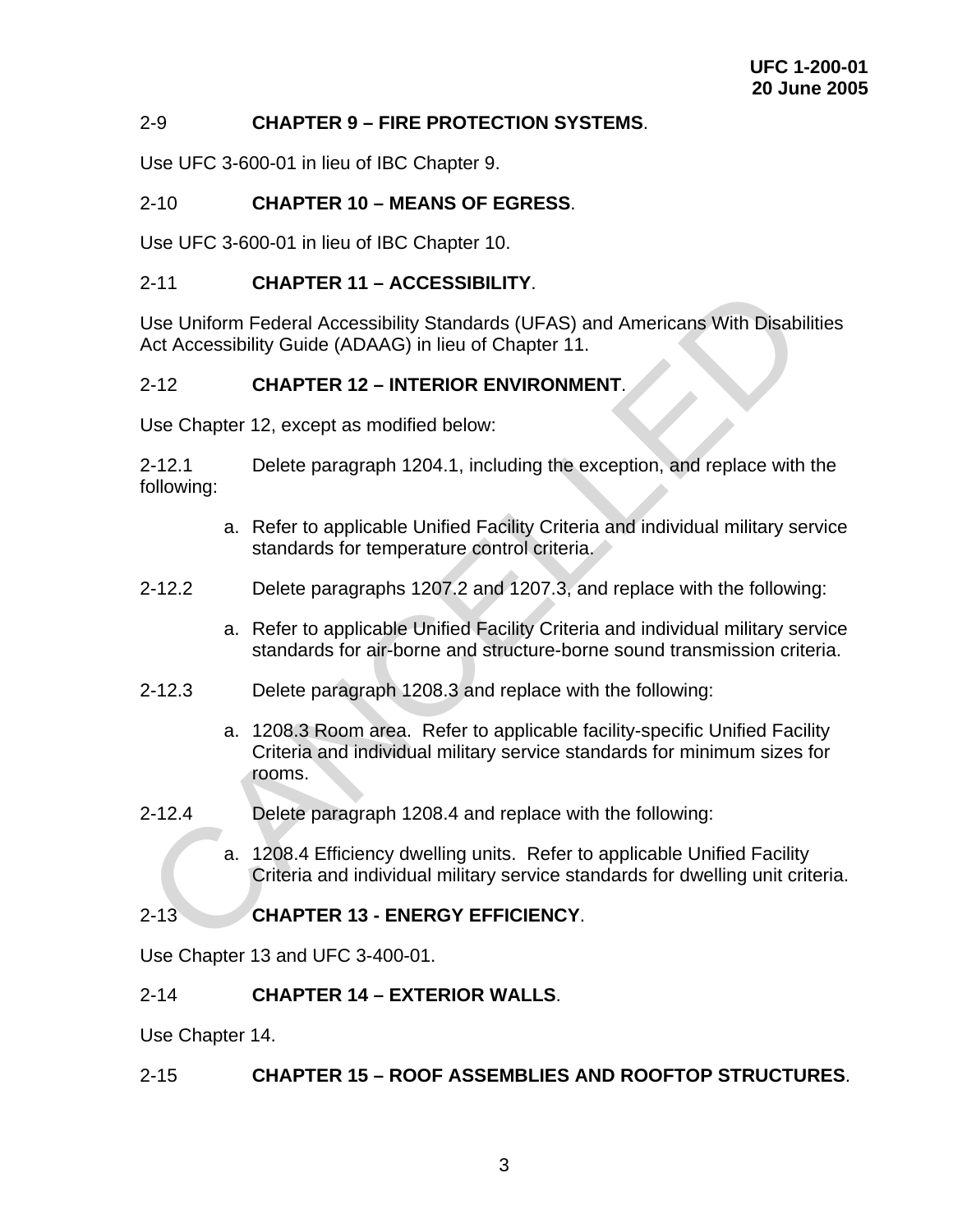## 2-9 CHAPTER 9 – FIRE PROTECTION SYSTEMS.

Use UFC 3-600-01 in lieu of IBC Chapter 9.

## 2-10 CHAPTER 10 – MEANS OF EGRESS.

Use UFC 3-600-01 in lieu of IBC Chapter 10.

## 2-11 CHAPTER 11 – ACCESSIBILITY.

Use Uniform Federal Accessibility Standards (UFAS) and Americans With Disabilities Act Accessibility Guide (ADAAG) in lieu of Chapter 11.

## 2-12 CHAPTER 12 – INTERIOR ENVIRONMENT.

Use Chapter 12, except as modified below:

2-12.1 Delete paragraph 1204.1, including the exception, and replace with the following:

a. Refer to applicable Unified Facility Criteria and individual military service standards for temperature control criteria.

2-12.2 Delete paragraphs 1207.2 and 1207.3, and replace with the following:

a. Refer to applicable Unified Facility Criteria and individual military service standards for air-borne and structure-borne sound transmission criteria.

2-12.3 Delete paragraph 1208.3 and replace with the following:

a. 1208.3 Room area. Refer to applicable facility-specific Unified Facility Criteria and individual military service standards for minimum sizes for rooms.

2-12.4 Delete paragraph 1208.4 and replace with the following:

a. 1208.4 Efficiency dwelling units. Refer to applicable Unified Facility Criteria and individual military service standards for dwelling unit criteria.

## 2-13 CHAPTER 13 - ENERGY EFFICIENCY.

Use Chapter 13 and UFC 3-400-01.

## 2-14 CHAPTER 14 – EXTERIOR WALLS.

Use Chapter 14.

## 2-15 CHAPTER 15 – ROOF ASSEMBLIES AND ROOFTOP STRUCTURES.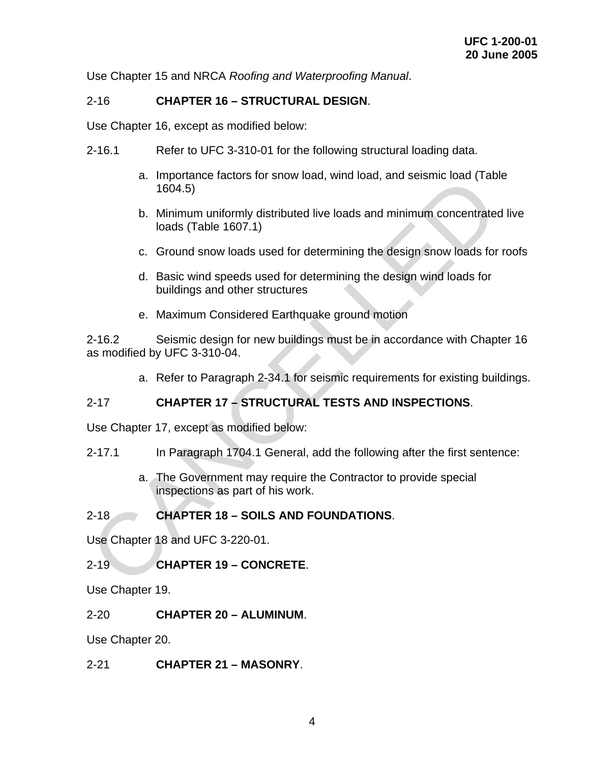Use Chapter 15 and NRCA *Roofing and Waterproofing Manual*.

## 2-16 CHAPTER 16 – STRUCTURAL DESIGN.

Use Chapter 16, except as modified below:

2-16.1 Refer to UFC 3-310-01 for the following structural loading data.

a. Importance factors for snow load, wind load, and seismic load (Table 1604.5)

b. Minimum uniformly distributed live loads and minimum concentrated live loads (Table 1607.1)

c. Ground snow loads used for determining the design snow loads for roofs

d. Basic wind speeds used for determining the design wind loads for buildings and other structures

e. Maximum Considered Earthquake ground motion

2-16.2 Seismic design for new buildings must be in accordance with Chapter 16 as modified by UFC 3-310-04.

a. Refer to Paragraph 2-34.1 for seismic requirements for existing buildings.

## 2-17 CHAPTER 17 – STRUCTURAL TESTS AND INSPECTIONS.

Use Chapter 17, except as modified below:

2-17.1 In Paragraph 1704.1 General, add the following after the first sentence:

a. The Government may require the Contractor to provide special inspections as part of his work.

## 2-18 CHAPTER 18 – SOILS AND FOUNDATIONS.

Use Chapter 18 and UFC 3-220-01.

## 2-19 CHAPTER 19 – CONCRETE.

Use Chapter 19.

## 2-20 CHAPTER 20 – ALUMINUM.

Use Chapter 20.

## 2-21 CHAPTER 21 – MASONRY.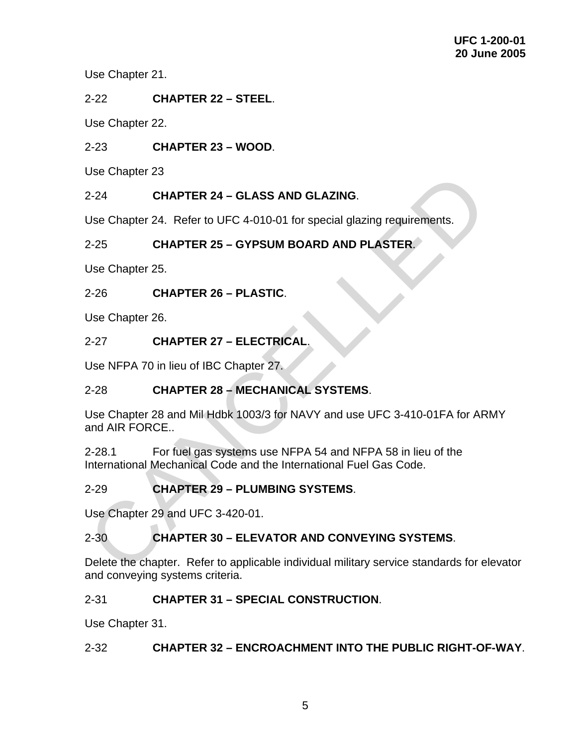Use Chapter 21.

2-22 **CHAPTER 22 – STEEL**.

Use Chapter 22.

2-23 **CHAPTER 23 – WOOD**.

Use Chapter 23

2-24 **CHAPTER 24 – GLASS AND GLAZING**.

Use Chapter 24. Refer to UFC 4-010-01 for special glazing requirements.

2-25 **CHAPTER 25 – GYPSUM BOARD AND PLASTER**.

Use Chapter 25.

2-26 **CHAPTER 26 – PLASTIC**.

Use Chapter 26.

2-27 **CHAPTER 27 – ELECTRICAL**.

Use NFPA 70 in lieu of IBC Chapter 27.

2-28 **CHAPTER 28 – MECHANICAL SYSTEMS**.

Use Chapter 28 and Mil Hdbk 1003/3 for NAVY and use UFC 3-410-01FA for ARMY and AIR FORCE..

2-28.1 For fuel gas systems use NFPA 54 and NFPA 58 in lieu of the International Mechanical Code and the International Fuel Gas Code.

2-29 **CHAPTER 29 – PLUMBING SYSTEMS**.

Use Chapter 29 and UFC 3-420-01.

2-30 **CHAPTER 30 – ELEVATOR AND CONVEYING SYSTEMS**.

Delete the chapter. Refer to applicable individual military service standards for elevator and conveying systems criteria.

2-31 **CHAPTER 31 – SPECIAL CONSTRUCTION**.

Use Chapter 31.

2-32 **CHAPTER 32 – ENCROACHMENT INTO THE PUBLIC RIGHT-OF-WAY**.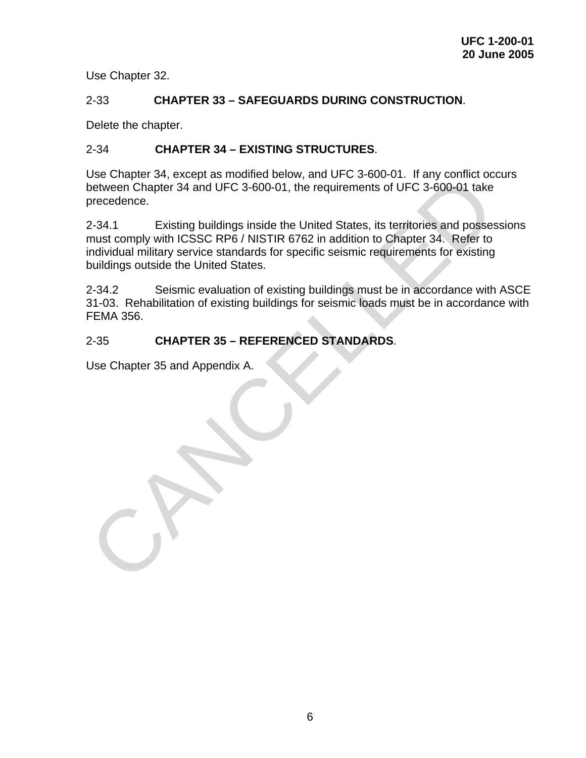Use Chapter 32.

## 2-33 **CHAPTER 33 – SAFEGUARDS DURING CONSTRUCTION**.

Delete the chapter.

## 2-34 **CHAPTER 34 – EXISTING STRUCTURES**.

Use Chapter 34, except as modified below, and UFC 3-600-01. If any conflict occurs between Chapter 34 and UFC 3-600-01, the requirements of UFC 3-600-01 take precedence.

2-34.1 Existing buildings inside the United States, its territories and possessions must comply with ICSSC RP6 / NISTIR 6762 in addition to Chapter 34. Refer to individual military service standards for specific seismic requirements for existing buildings outside the United States.

2-34.2 Seismic evaluation of existing buildings must be in accordance with ASCE 31-03. Rehabilitation of existing buildings for seismic loads must be in accordance with FEMA 356.

## 2-35 **CHAPTER 35 – REFERENCED STANDARDS**.

Use Chapter 35 and Appendix A.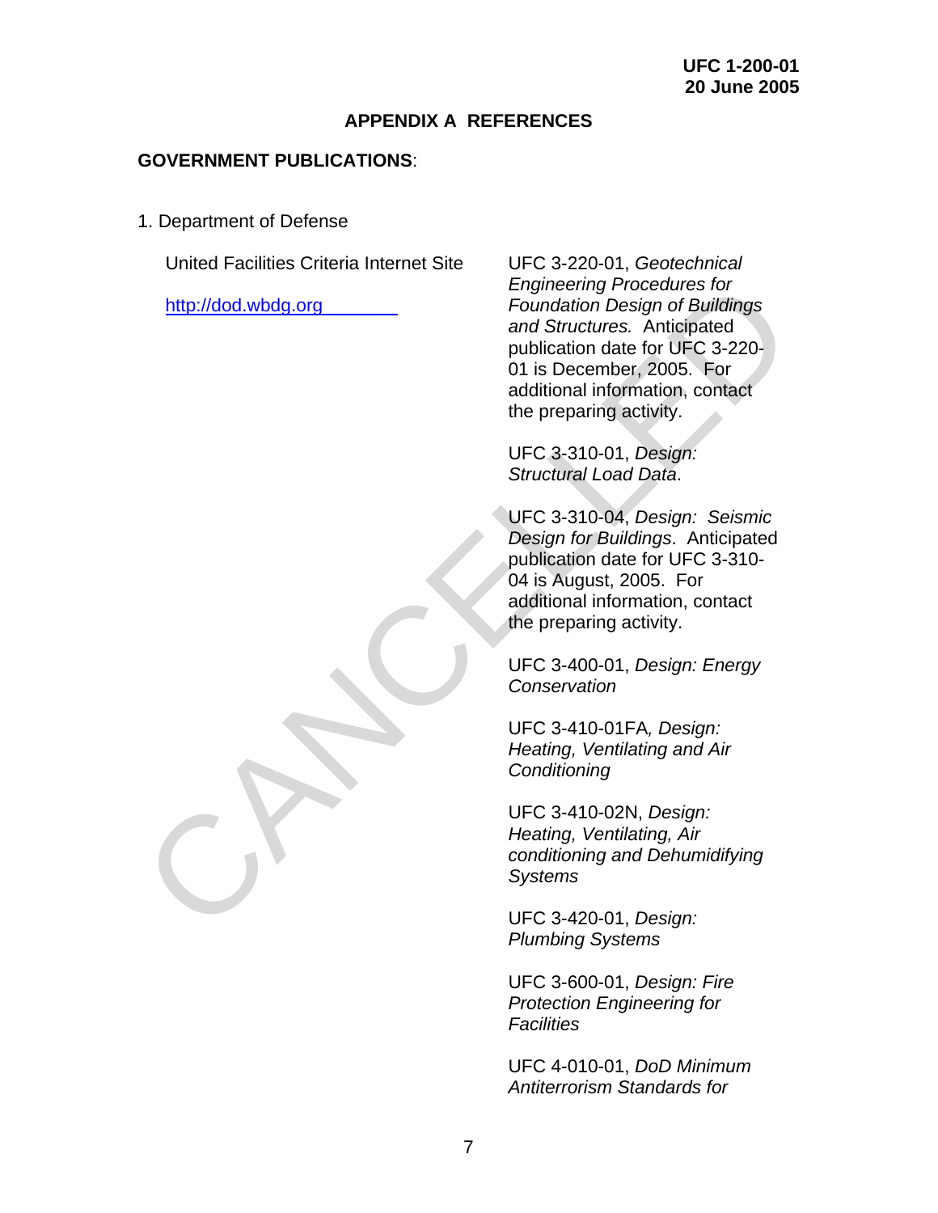## APPENDIX A REFERENCES

**GOVERNMENT PUBLICATIONS**:

1. Department of Defense

United Facilities Criteria Internet Site

http://dod.wbdg.org

UFC 3-220-01, *Geotechnical Engineering Procedures for Foundation Design of Buildings and Structures.* Anticipated publication date for UFC 3-220-01 is December, 2005. For additional information, contact the preparing activity.

UFC 3-310-01, *Design: Structural Load Data*.

UFC 3-310-04, *Design: Seismic Design for Buildings*. Anticipated publication date for UFC 3-310-04 is August, 2005. For additional information, contact the preparing activity.

UFC 3-400-01, *Design: Energy Conservation*

UFC 3-410-01FA*, Design: Heating, Ventilating and Air Conditioning*

UFC 3-410-02N, *Design: Heating, Ventilating, Air conditioning and Dehumidifying Systems*

UFC 3-420-01, *Design: Plumbing Systems*

UFC 3-600-01, *Design: Fire Protection Engineering for Facilities*

UFC 4-010-01, *DoD Minimum Antiterrorism Standards for*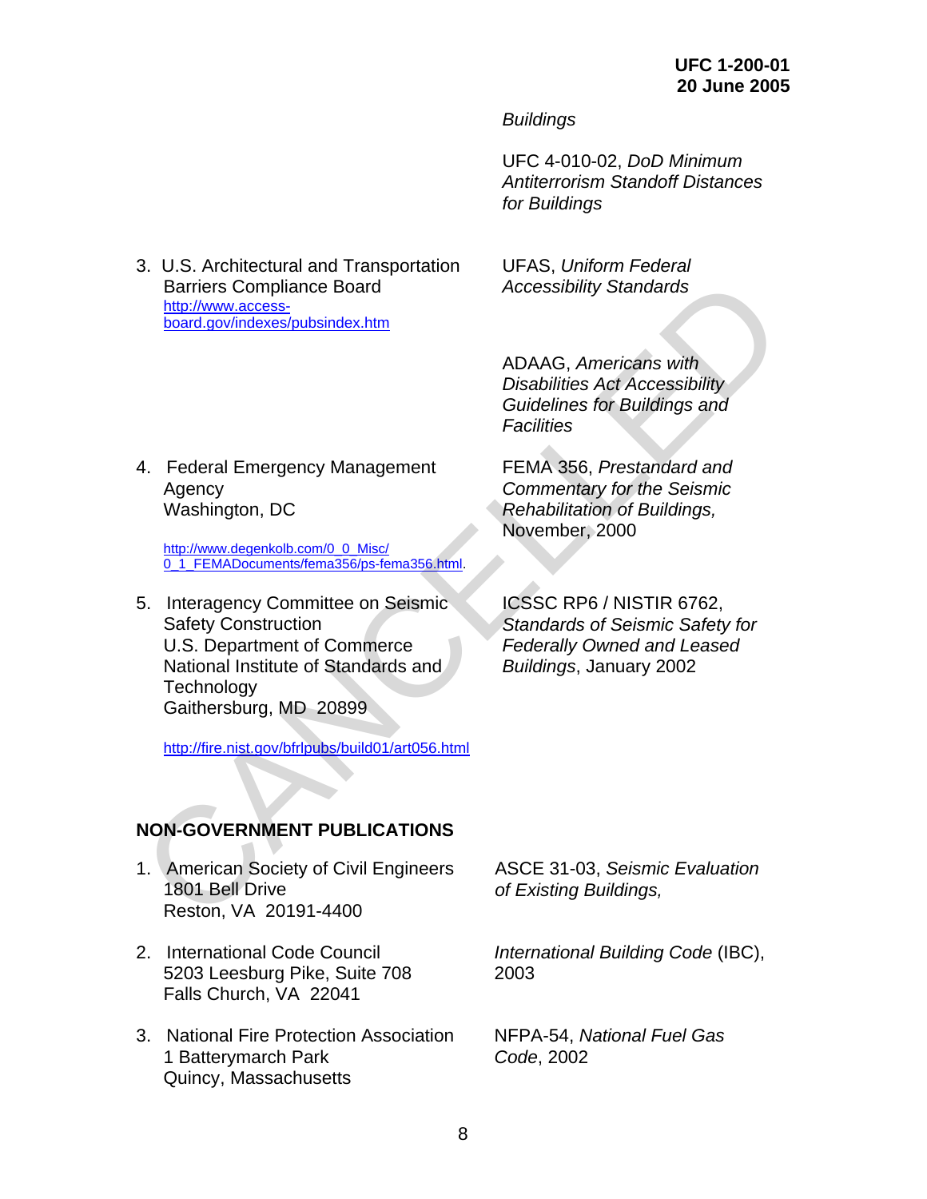*Buildings*

UFC 4-010-02, *DoD Minimum Antiterrorism Standoff Distances for Buildings*

3. U.S. Architectural and Transportation Barriers Compliance Board
   http://www.access-board.gov/indexes/pubsindex.htm

   UFAS, *Uniform Federal Accessibility Standards*

   ADAAG, *Americans with Disabilities Act Accessibility Guidelines for Buildings and Facilities*

4. Federal Emergency Management Agency
   Washington, DC

   http://www.degenkolb.com/0_0_Misc/0_1_FEMADocuments/fema356/ps-fema356.html.

   FEMA 356, *Prestandard and Commentary for the Seismic Rehabilitation of Buildings,* November, 2000

5. Interagency Committee on Seismic Safety Construction
   U.S. Department of Commerce
   National Institute of Standards and Technology
   Gaithersburg, MD 20899

   http://fire.nist.gov/bfrlpubs/build01/art056.html

   ICSSC RP6 / NISTIR 6762, *Standards of Seismic Safety for Federally Owned and Leased Buildings*, January 2002

## NON-GOVERNMENT PUBLICATIONS

1. American Society of Civil Engineers
   1801 Bell Drive
   Reston, VA 20191-4400

   ASCE 31-03, *Seismic Evaluation of Existing Buildings,*

2. International Code Council
   5203 Leesburg Pike, Suite 708
   Falls Church, VA 22041

   *International Building Code* (IBC), 2003

3. National Fire Protection Association
   1 Batterymarch Park
   Quincy, Massachusetts

   NFPA-54, *National Fuel Gas Code*, 2002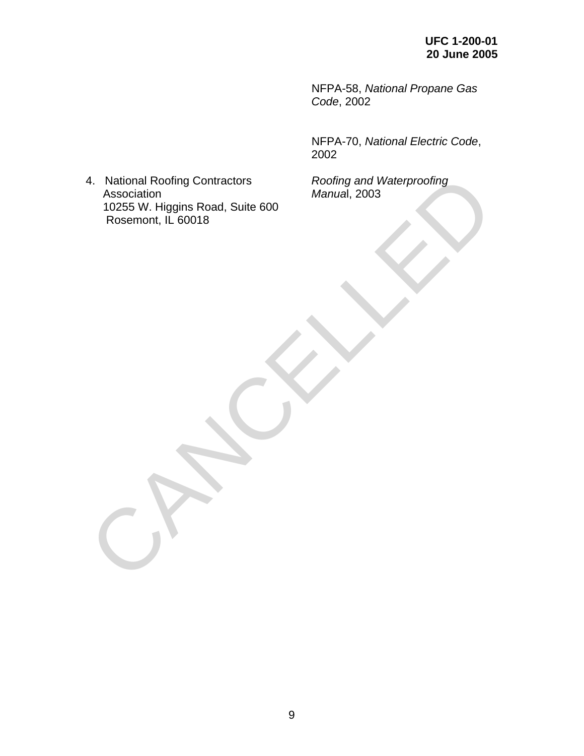| | |
|---|---|
| | NFPA-58, *National Propane Gas Code*, 2002 |
| | NFPA-70, *National Electric Code*, 2002 |
| 4. National Roofing Contractors Association<br>10255 W. Higgins Road, Suite 600<br>Rosemont, IL 60018 | *Roofing and Waterproofing Manua*l, 2003 |

CANCELLED